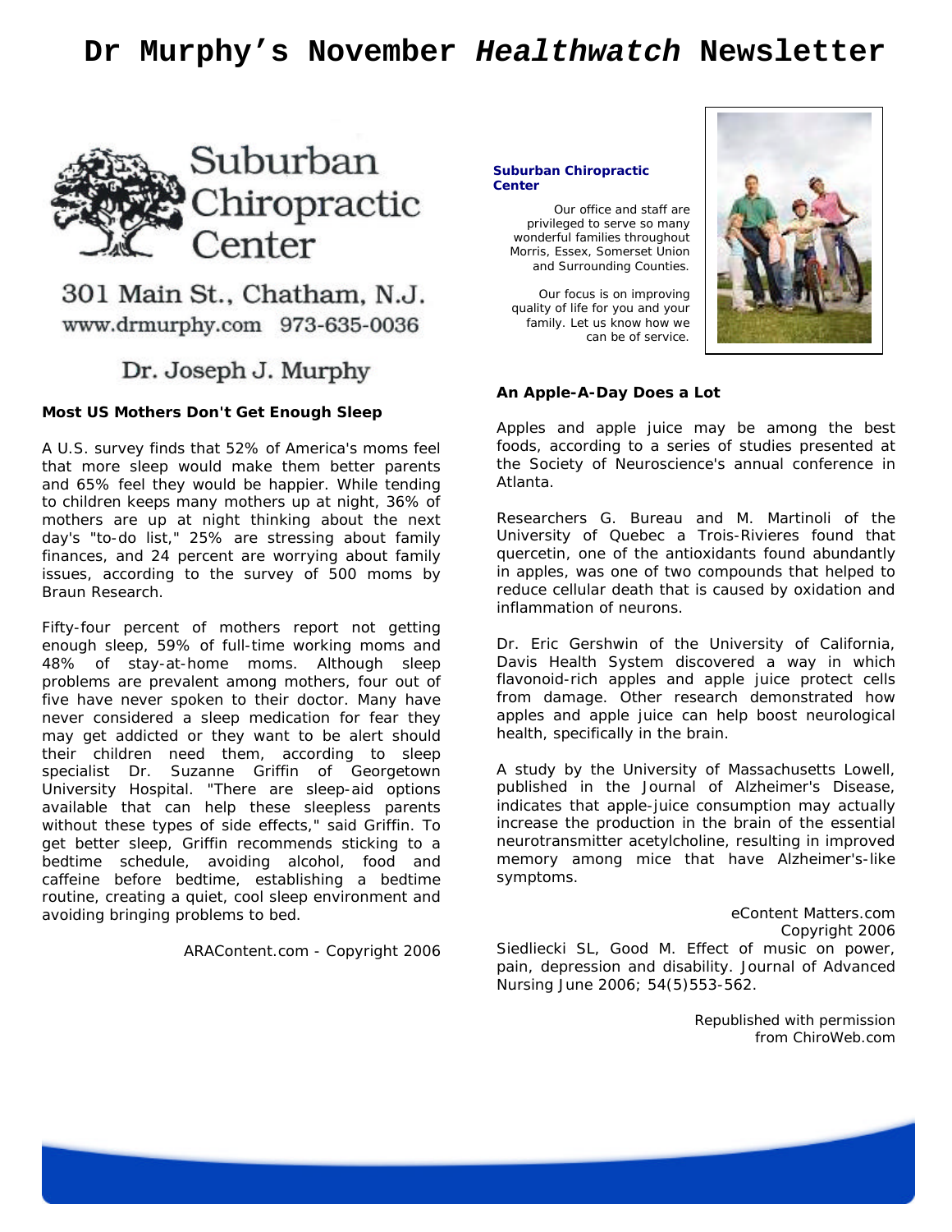# Dr Murphy's November *Healthwatch* Newsletter

Suburban Chiropractic Center

301 Main St., Chatham, N.J.
www.drmurphy.com 973-635-0036

Dr. Joseph J. Murphy

**Suburban Chiropractic Center**

Our office and staff are privileged to serve so many wonderful families throughout Morris, Essex, Somerset Union and Surrounding Counties.

Our focus is on improving quality of life for you and your family. Let us know how we can be of service.

### Most US Mothers Don't Get Enough Sleep

A U.S. survey finds that 52% of America's moms feel that more sleep would make them better parents and 65% feel they would be happier. While tending to children keeps many mothers up at night, 36% of mothers are up at night thinking about the next day's "to-do list," 25% are stressing about family finances, and 24 percent are worrying about family issues, according to the survey of 500 moms by Braun Research.

Fifty-four percent of mothers report not getting enough sleep, 59% of full-time working moms and 48% of stay-at-home moms. Although sleep problems are prevalent among mothers, four out of five have never spoken to their doctor. Many have never considered a sleep medication for fear they may get addicted or they want to be alert should their children need them, according to sleep specialist Dr. Suzanne Griffin of Georgetown University Hospital. "There are sleep-aid options available that can help these sleepless parents without these types of side effects," said Griffin. To get better sleep, Griffin recommends sticking to a bedtime schedule, avoiding alcohol, food and caffeine before bedtime, establishing a bedtime routine, creating a quiet, cool sleep environment and avoiding bringing problems to bed.

ARAContent.com - Copyright 2006

### An Apple-A-Day Does a Lot

Apples and apple juice may be among the best foods, according to a series of studies presented at the Society of Neuroscience's annual conference in Atlanta.

Researchers G. Bureau and M. Martinoli of the University of Quebec a Trois-Rivieres found that quercetin, one of the antioxidants found abundantly in apples, was one of two compounds that helped to reduce cellular death that is caused by oxidation and inflammation of neurons.

Dr. Eric Gershwin of the University of California, Davis Health System discovered a way in which flavonoid-rich apples and apple juice protect cells from damage. Other research demonstrated how apples and apple juice can help boost neurological health, specifically in the brain.

A study by the University of Massachusetts Lowell, published in the Journal of Alzheimer's Disease, indicates that apple-juice consumption may actually increase the production in the brain of the essential neurotransmitter acetylcholine, resulting in improved memory among mice that have Alzheimer's-like symptoms.

eContent Matters.com
Copyright 2006

Siedliecki SL, Good M. Effect of music on power, pain, depression and disability. Journal of Advanced Nursing June 2006; 54(5)553-562.

Republished with permission from ChiroWeb.com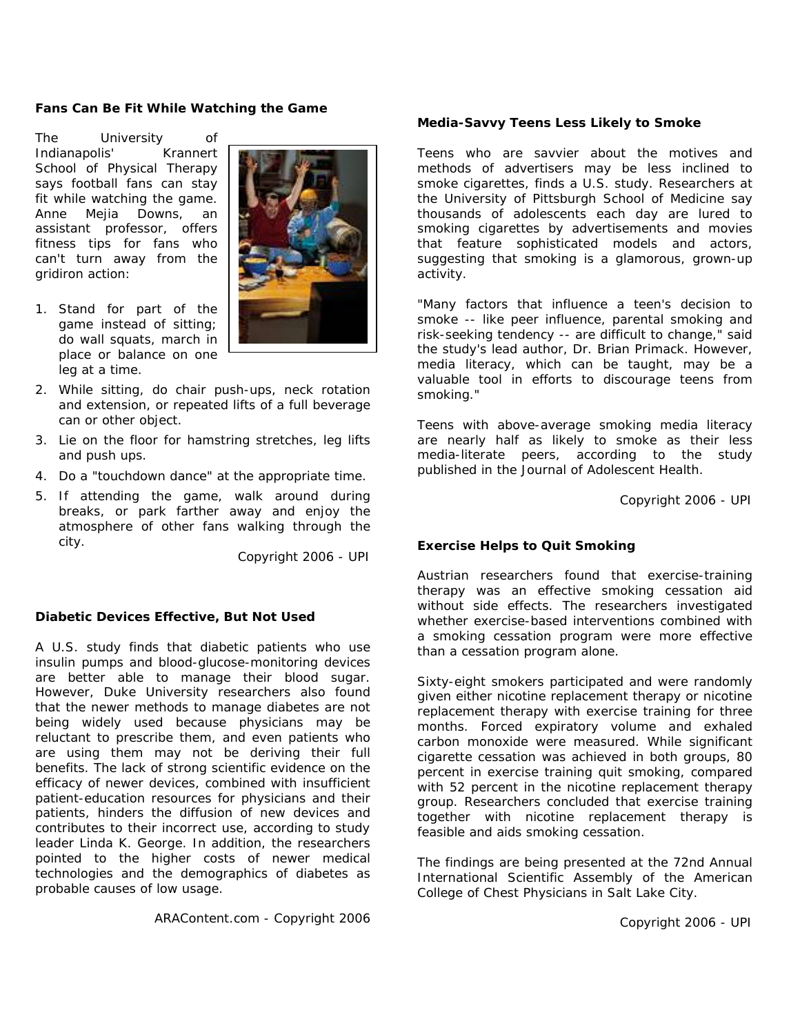### Fans Can Be Fit While Watching the Game

The University of Indianapolis' Krannert School of Physical Therapy says football fans can stay fit while watching the game. Anne Mejia Downs, an assistant professor, offers fitness tips for fans who can't turn away from the gridiron action:

1. Stand for part of the game instead of sitting; do wall squats, march in place or balance on one leg at a time.
2. While sitting, do chair push-ups, neck rotation and extension, or repeated lifts of a full beverage can or other object.
3. Lie on the floor for hamstring stretches, leg lifts and push ups.
4. Do a "touchdown dance" at the appropriate time.
5. If attending the game, walk around during breaks, or park farther away and enjoy the atmosphere of other fans walking through the city.

Copyright 2006 - UPI

### Diabetic Devices Effective, But Not Used

A U.S. study finds that diabetic patients who use insulin pumps and blood-glucose-monitoring devices are better able to manage their blood sugar. However, Duke University researchers also found that the newer methods to manage diabetes are not being widely used because physicians may be reluctant to prescribe them, and even patients who are using them may not be deriving their full benefits. The lack of strong scientific evidence on the efficacy of newer devices, combined with insufficient patient-education resources for physicians and their patients, hinders the diffusion of new devices and contributes to their incorrect use, according to study leader Linda K. George. In addition, the researchers pointed to the higher costs of newer medical technologies and the demographics of diabetes as probable causes of low usage.

ARAContent.com - Copyright 2006

### Media-Savvy Teens Less Likely to Smoke

Teens who are savvier about the motives and methods of advertisers may be less inclined to smoke cigarettes, finds a U.S. study. Researchers at the University of Pittsburgh School of Medicine say thousands of adolescents each day are lured to smoking cigarettes by advertisements and movies that feature sophisticated models and actors, suggesting that smoking is a glamorous, grown-up activity.

"Many factors that influence a teen's decision to smoke -- like peer influence, parental smoking and risk-seeking tendency -- are difficult to change," said the study's lead author, Dr. Brian Primack. However, media literacy, which can be taught, may be a valuable tool in efforts to discourage teens from smoking."

Teens with above-average smoking media literacy are nearly half as likely to smoke as their less media-literate peers, according to the study published in the Journal of Adolescent Health.

Copyright 2006 - UPI

### Exercise Helps to Quit Smoking

Austrian researchers found that exercise-training therapy was an effective smoking cessation aid without side effects. The researchers investigated whether exercise-based interventions combined with a smoking cessation program were more effective than a cessation program alone.

Sixty-eight smokers participated and were randomly given either nicotine replacement therapy or nicotine replacement therapy with exercise training for three months. Forced expiratory volume and exhaled carbon monoxide were measured. While significant cigarette cessation was achieved in both groups, 80 percent in exercise training quit smoking, compared with 52 percent in the nicotine replacement therapy group. Researchers concluded that exercise training together with nicotine replacement therapy is feasible and aids smoking cessation.

The findings are being presented at the 72nd Annual International Scientific Assembly of the American College of Chest Physicians in Salt Lake City.

Copyright 2006 - UPI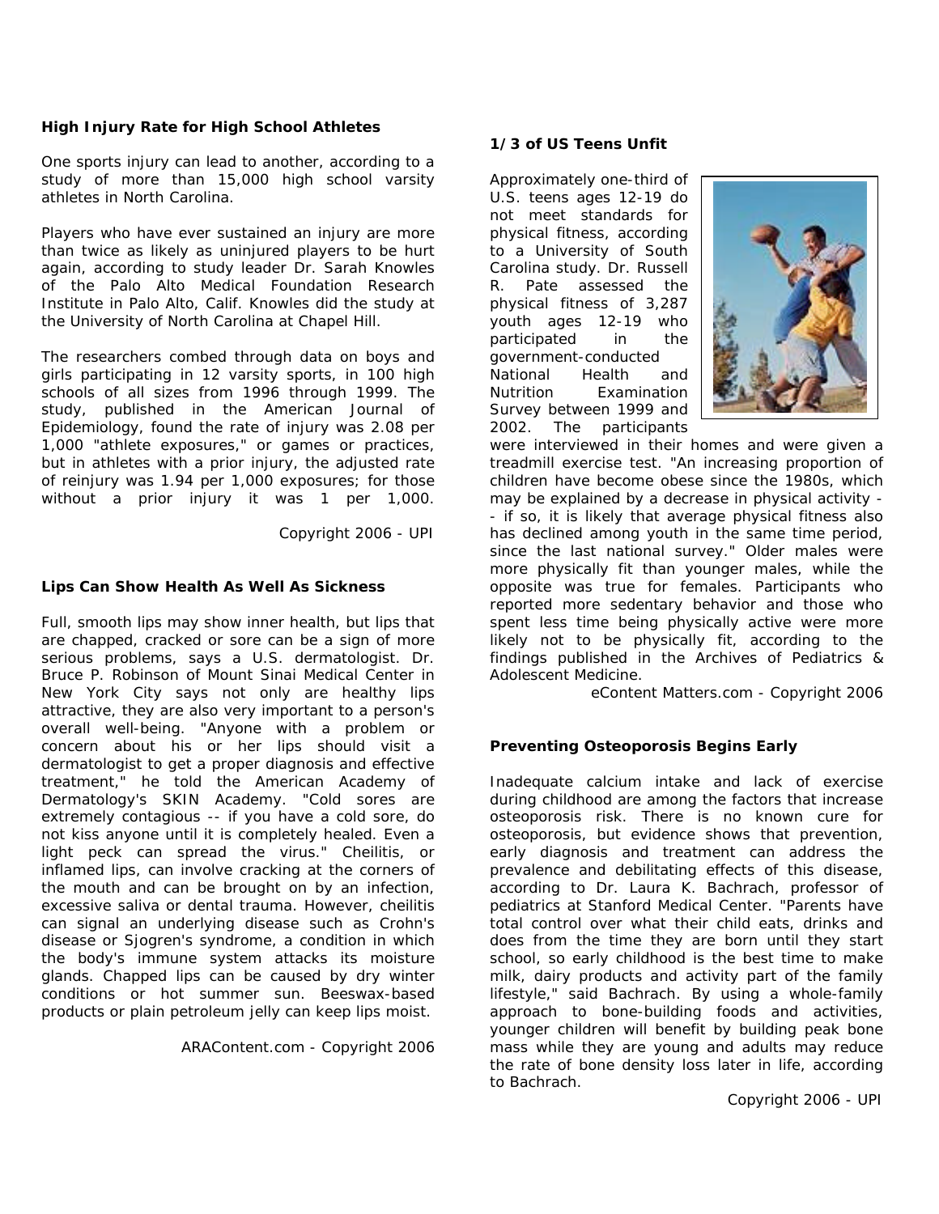### High Injury Rate for High School Athletes

One sports injury can lead to another, according to a study of more than 15,000 high school varsity athletes in North Carolina.

Players who have ever sustained an injury are more than twice as likely as uninjured players to be hurt again, according to study leader Dr. Sarah Knowles of the Palo Alto Medical Foundation Research Institute in Palo Alto, Calif. Knowles did the study at the University of North Carolina at Chapel Hill.

The researchers combed through data on boys and girls participating in 12 varsity sports, in 100 high schools of all sizes from 1996 through 1999. The study, published in the American Journal of Epidemiology, found the rate of injury was 2.08 per 1,000 "athlete exposures," or games or practices, but in athletes with a prior injury, the adjusted rate of reinjury was 1.94 per 1,000 exposures; for those without a prior injury it was 1 per 1,000.

Copyright 2006 - UPI

### Lips Can Show Health As Well As Sickness

Full, smooth lips may show inner health, but lips that are chapped, cracked or sore can be a sign of more serious problems, says a U.S. dermatologist. Dr. Bruce P. Robinson of Mount Sinai Medical Center in New York City says not only are healthy lips attractive, they are also very important to a person's overall well-being. "Anyone with a problem or concern about his or her lips should visit a dermatologist to get a proper diagnosis and effective treatment," he told the American Academy of Dermatology's SKIN Academy. "Cold sores are extremely contagious -- if you have a cold sore, do not kiss anyone until it is completely healed. Even a light peck can spread the virus." Cheilitis, or inflamed lips, can involve cracking at the corners of the mouth and can be brought on by an infection, excessive saliva or dental trauma. However, cheilitis can signal an underlying disease such as Crohn's disease or Sjogren's syndrome, a condition in which the body's immune system attacks its moisture glands. Chapped lips can be caused by dry winter conditions or hot summer sun. Beeswax-based products or plain petroleum jelly can keep lips moist.

ARAContent.com - Copyright 2006

### 1/3 of US Teens Unfit

Approximately one-third of U.S. teens ages 12-19 do not meet standards for physical fitness, according to a University of South Carolina study. Dr. Russell R. Pate assessed the physical fitness of 3,287 youth ages 12-19 who participated in the government-conducted National Health and Nutrition Examination Survey between 1999 and 2002. The participants were interviewed in their homes and were given a treadmill exercise test. "An increasing proportion of children have become obese since the 1980s, which may be explained by a decrease in physical activity -- if so, it is likely that average physical fitness also has declined among youth in the same time period, since the last national survey." Older males were more physically fit than younger males, while the opposite was true for females. Participants who reported more sedentary behavior and those who spent less time being physically active were more likely not to be physically fit, according to the findings published in the Archives of Pediatrics & Adolescent Medicine.

eContent Matters.com - Copyright 2006

### Preventing Osteoporosis Begins Early

Inadequate calcium intake and lack of exercise during childhood are among the factors that increase osteoporosis risk. There is no known cure for osteoporosis, but evidence shows that prevention, early diagnosis and treatment can address the prevalence and debilitating effects of this disease, according to Dr. Laura K. Bachrach, professor of pediatrics at Stanford Medical Center. "Parents have total control over what their child eats, drinks and does from the time they are born until they start school, so early childhood is the best time to make milk, dairy products and activity part of the family lifestyle," said Bachrach. By using a whole-family approach to bone-building foods and activities, younger children will benefit by building peak bone mass while they are young and adults may reduce the rate of bone density loss later in life, according to Bachrach.

Copyright 2006 - UPI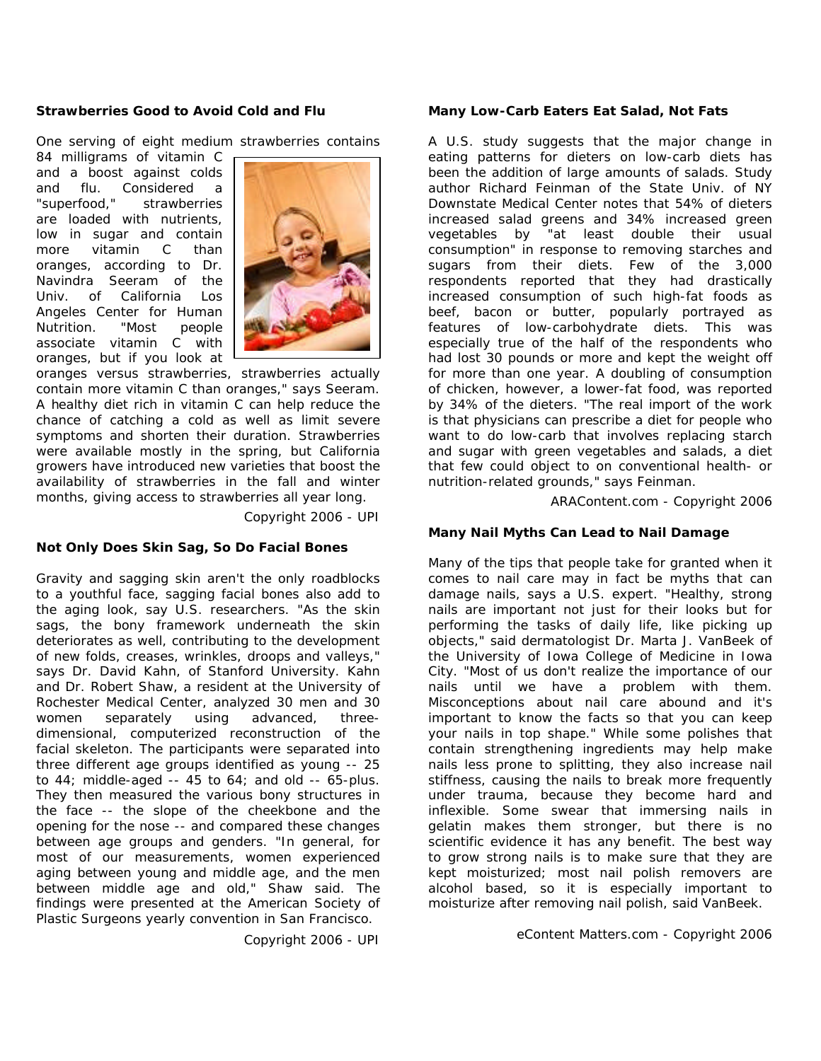### Strawberries Good to Avoid Cold and Flu

One serving of eight medium strawberries contains 84 milligrams of vitamin C and a boost against colds and flu. Considered a "superfood," strawberries are loaded with nutrients, low in sugar and contain more vitamin C than oranges, according to Dr. Navindra Seeram of the Univ. of California Los Angeles Center for Human Nutrition. "Most people associate vitamin C with oranges, but if you look at oranges versus strawberries, strawberries actually contain more vitamin C than oranges," says Seeram. A healthy diet rich in vitamin C can help reduce the chance of catching a cold as well as limit severe symptoms and shorten their duration. Strawberries were available mostly in the spring, but California growers have introduced new varieties that boost the availability of strawberries in the fall and winter months, giving access to strawberries all year long.

Copyright 2006 - UPI

### Not Only Does Skin Sag, So Do Facial Bones

Gravity and sagging skin aren't the only roadblocks to a youthful face, sagging facial bones also add to the aging look, say U.S. researchers. "As the skin sags, the bony framework underneath the skin deteriorates as well, contributing to the development of new folds, creases, wrinkles, droops and valleys," says Dr. David Kahn, of Stanford University. Kahn and Dr. Robert Shaw, a resident at the University of Rochester Medical Center, analyzed 30 men and 30 women separately using advanced, three-dimensional, computerized reconstruction of the facial skeleton. The participants were separated into three different age groups identified as young -- 25 to 44; middle-aged -- 45 to 64; and old -- 65-plus. They then measured the various bony structures in the face -- the slope of the cheekbone and the opening for the nose -- and compared these changes between age groups and genders. "In general, for most of our measurements, women experienced aging between young and middle age, and the men between middle age and old," Shaw said. The findings were presented at the American Society of Plastic Surgeons yearly convention in San Francisco.

Copyright 2006 - UPI

### Many Low-Carb Eaters Eat Salad, Not Fats

A U.S. study suggests that the major change in eating patterns for dieters on low-carb diets has been the addition of large amounts of salads. Study author Richard Feinman of the State Univ. of NY Downstate Medical Center notes that 54% of dieters increased salad greens and 34% increased green vegetables by "at least double their usual consumption" in response to removing starches and sugars from their diets. Few of the 3,000 respondents reported that they had drastically increased consumption of such high-fat foods as beef, bacon or butter, popularly portrayed as features of low-carbohydrate diets. This was especially true of the half of the respondents who had lost 30 pounds or more and kept the weight off for more than one year. A doubling of consumption of chicken, however, a lower-fat food, was reported by 34% of the dieters. "The real import of the work is that physicians can prescribe a diet for people who want to do low-carb that involves replacing starch and sugar with green vegetables and salads, a diet that few could object to on conventional health- or nutrition-related grounds," says Feinman.

ARAContent.com - Copyright 2006

### Many Nail Myths Can Lead to Nail Damage

Many of the tips that people take for granted when it comes to nail care may in fact be myths that can damage nails, says a U.S. expert. "Healthy, strong nails are important not just for their looks but for performing the tasks of daily life, like picking up objects," said dermatologist Dr. Marta J. VanBeek of the University of Iowa College of Medicine in Iowa City. "Most of us don't realize the importance of our nails until we have a problem with them. Misconceptions about nail care abound and it's important to know the facts so that you can keep your nails in top shape." While some polishes that contain strengthening ingredients may help make nails less prone to splitting, they also increase nail stiffness, causing the nails to break more frequently under trauma, because they become hard and inflexible. Some swear that immersing nails in gelatin makes them stronger, but there is no scientific evidence it has any benefit. The best way to grow strong nails is to make sure that they are kept moisturized; most nail polish removers are alcohol based, so it is especially important to moisturize after removing nail polish, said VanBeek.

eContent Matters.com - Copyright 2006